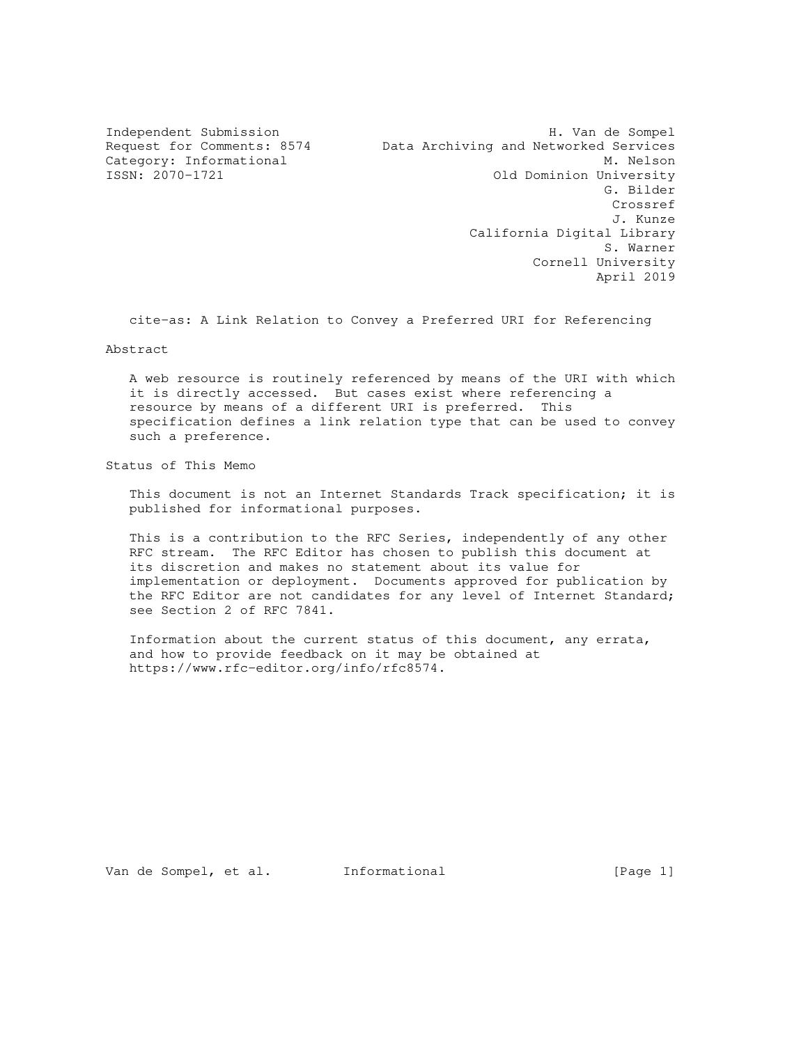Independent Submission H. Van de Sompel
Request for Comments: 8574 Data Archiving and Networked Services
Category: Informational M. Nelson
ISSN: 2070-1721 Old Dominion University
G. Bilder
Crossref
J. Kunze
California Digital Library
S. Warner
Cornell University
April 2019

# cite-as: A Link Relation to Convey a Preferred URI for Referencing

## Abstract

A web resource is routinely referenced by means of the URI with which it is directly accessed. But cases exist where referencing a resource by means of a different URI is preferred. This specification defines a link relation type that can be used to convey such a preference.

## Status of This Memo

This document is not an Internet Standards Track specification; it is published for informational purposes.

This is a contribution to the RFC Series, independently of any other RFC stream. The RFC Editor has chosen to publish this document at its discretion and makes no statement about its value for implementation or deployment. Documents approved for publication by the RFC Editor are not candidates for any level of Internet Standard; see Section 2 of RFC 7841.

Information about the current status of this document, any errata, and how to provide feedback on it may be obtained at https://www.rfc-editor.org/info/rfc8574.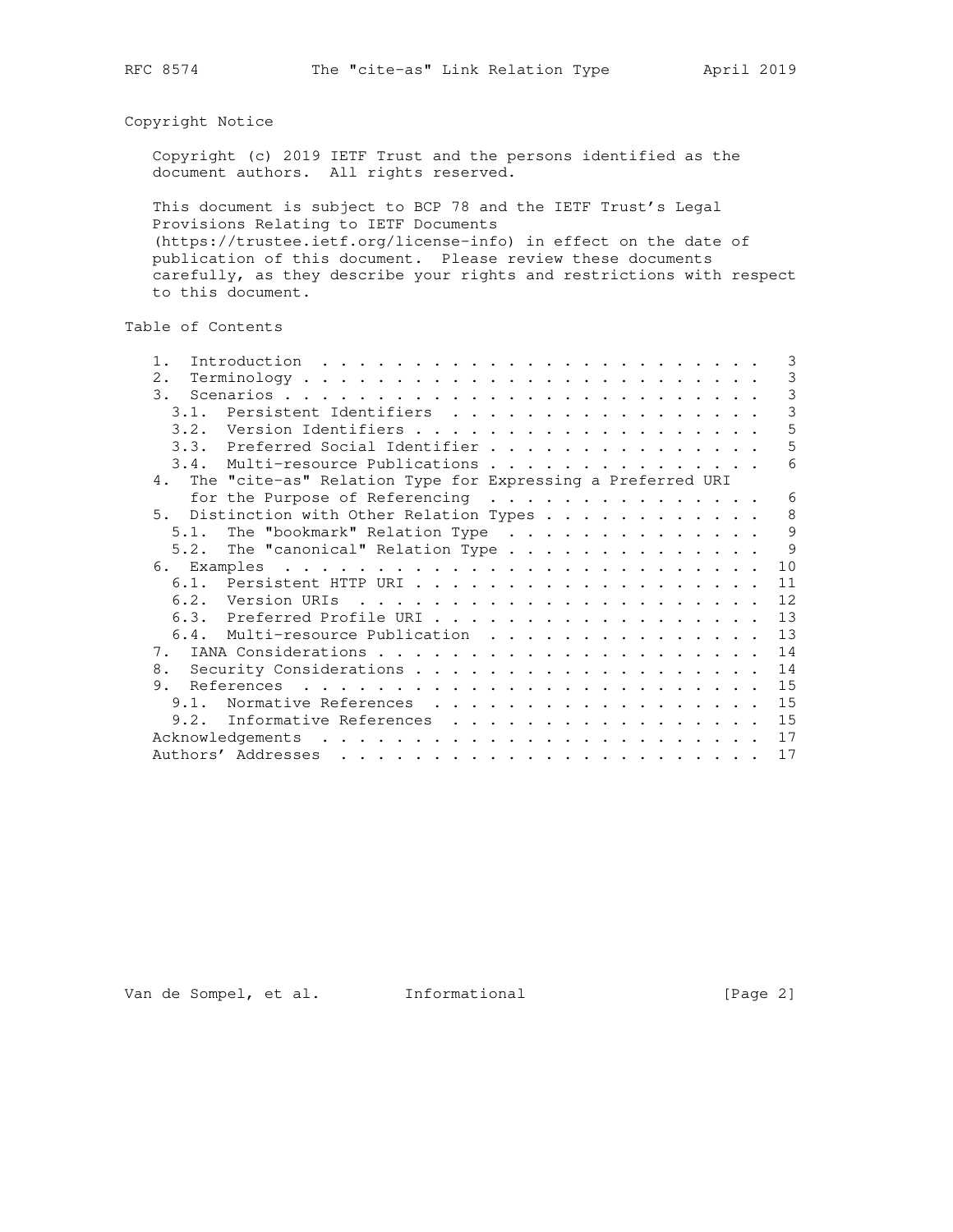## Copyright Notice

Copyright (c) 2019 IETF Trust and the persons identified as the document authors. All rights reserved.

This document is subject to BCP 78 and the IETF Trust's Legal Provisions Relating to IETF Documents (https://trustee.ietf.org/license-info) in effect on the date of publication of this document. Please review these documents carefully, as they describe your rights and restrictions with respect to this document.

## Table of Contents

```
   1.  Introduction  . . . . . . . . . . . . . . . . . . . . . . . .   3
   2.  Terminology . . . . . . . . . . . . . . . . . . . . . . . . .   3
   3.  Scenarios . . . . . . . . . . . . . . . . . . . . . . . . . .   3
     3.1.  Persistent Identifiers  . . . . . . . . . . . . . . . . .   3
     3.2.  Version Identifiers . . . . . . . . . . . . . . . . . . .   5
     3.3.  Preferred Social Identifier . . . . . . . . . . . . . . .   5
     3.4.  Multi-resource Publications . . . . . . . . . . . . . . .   6
   4.  The "cite-as" Relation Type for Expressing a Preferred URI
       for the Purpose of Referencing  . . . . . . . . . . . . . . .   6
   5.  Distinction with Other Relation Types . . . . . . . . . . . .   8
     5.1.  The "bookmark" Relation Type  . . . . . . . . . . . . . .   9
     5.2.  The "canonical" Relation Type . . . . . . . . . . . . . .   9
   6.  Examples  . . . . . . . . . . . . . . . . . . . . . . . . . .  10
     6.1.  Persistent HTTP URI . . . . . . . . . . . . . . . . . . .  11
     6.2.  Version URIs  . . . . . . . . . . . . . . . . . . . . . .  12
     6.3.  Preferred Profile URI . . . . . . . . . . . . . . . . . .  13
     6.4.  Multi-resource Publication  . . . . . . . . . . . . . . .  13
   7.  IANA Considerations . . . . . . . . . . . . . . . . . . . . .  14
   8.  Security Considerations . . . . . . . . . . . . . . . . . . .  14
   9.  References  . . . . . . . . . . . . . . . . . . . . . . . . .  15
     9.1.  Normative References  . . . . . . . . . . . . . . . . . .  15
     9.2.  Informative References  . . . . . . . . . . . . . . . . .  15
   Acknowledgements  . . . . . . . . . . . . . . . . . . . . . . . .  17
   Authors' Addresses  . . . . . . . . . . . . . . . . . . . . . . .  17
```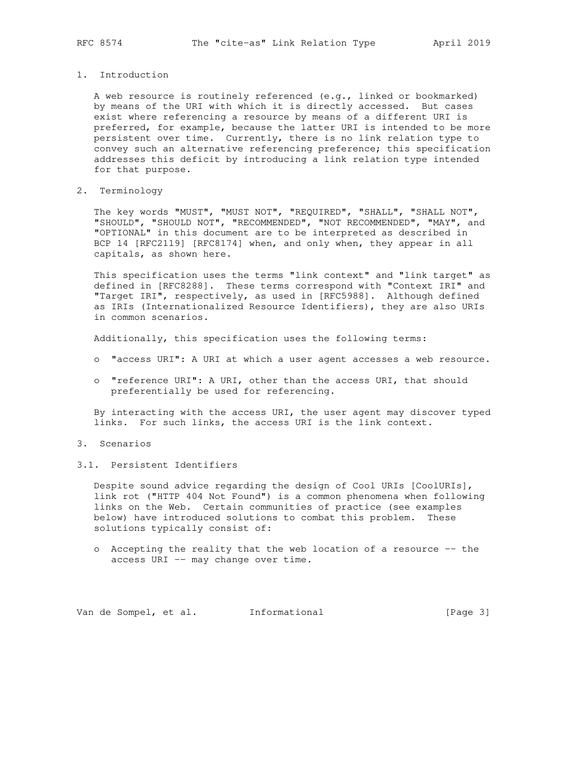## 1. Introduction

A web resource is routinely referenced (e.g., linked or bookmarked) by means of the URI with which it is directly accessed. But cases exist where referencing a resource by means of a different URI is preferred, for example, because the latter URI is intended to be more persistent over time. Currently, there is no link relation type to convey such an alternative referencing preference; this specification addresses this deficit by introducing a link relation type intended for that purpose.

## 2. Terminology

The key words "MUST", "MUST NOT", "REQUIRED", "SHALL", "SHALL NOT", "SHOULD", "SHOULD NOT", "RECOMMENDED", "NOT RECOMMENDED", "MAY", and "OPTIONAL" in this document are to be interpreted as described in BCP 14 [RFC2119] [RFC8174] when, and only when, they appear in all capitals, as shown here.

This specification uses the terms "link context" and "link target" as defined in [RFC8288]. These terms correspond with "Context IRI" and "Target IRI", respectively, as used in [RFC5988]. Although defined as IRIs (Internationalized Resource Identifiers), they are also URIs in common scenarios.

Additionally, this specification uses the following terms:

- "access URI": A URI at which a user agent accesses a web resource.
- "reference URI": A URI, other than the access URI, that should preferentially be used for referencing.

By interacting with the access URI, the user agent may discover typed links. For such links, the access URI is the link context.

## 3. Scenarios

### 3.1. Persistent Identifiers

Despite sound advice regarding the design of Cool URIs [CoolURIs], link rot ("HTTP 404 Not Found") is a common phenomena when following links on the Web. Certain communities of practice (see examples below) have introduced solutions to combat this problem. These solutions typically consist of:

- Accepting the reality that the web location of a resource -- the access URI -- may change over time.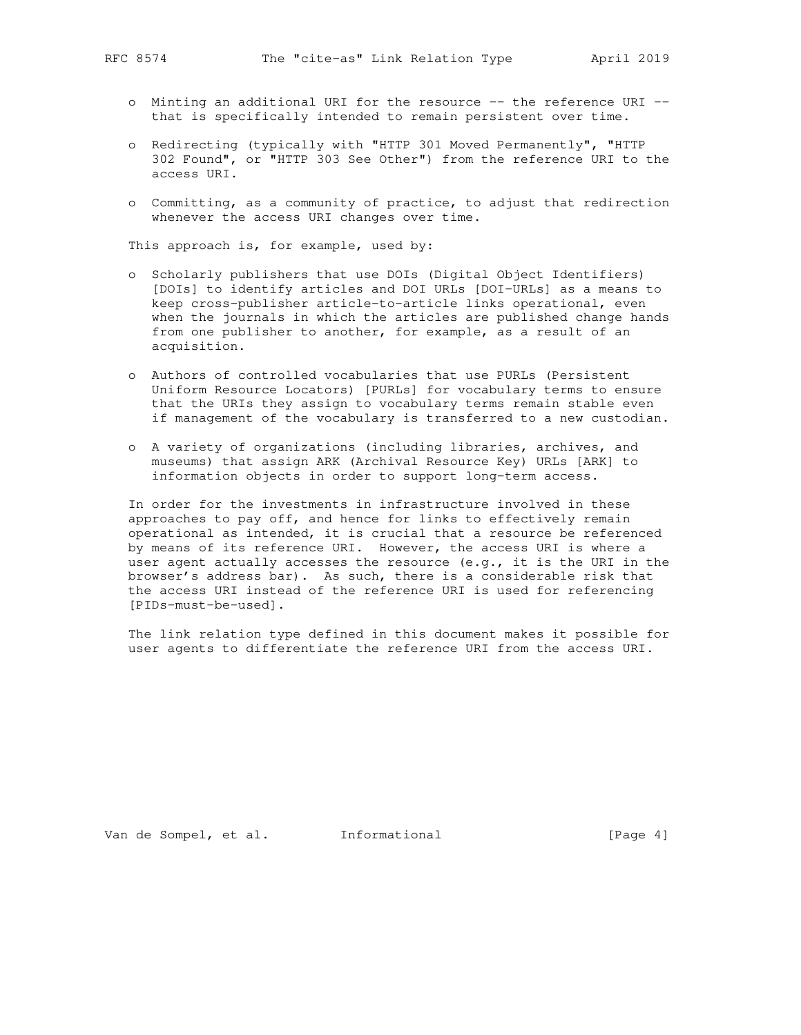- Minting an additional URI for the resource -- the reference URI -- that is specifically intended to remain persistent over time.

- Redirecting (typically with "HTTP 301 Moved Permanently", "HTTP 302 Found", or "HTTP 303 See Other") from the reference URI to the access URI.

- Committing, as a community of practice, to adjust that redirection whenever the access URI changes over time.

This approach is, for example, used by:

- Scholarly publishers that use DOIs (Digital Object Identifiers) [DOIs] to identify articles and DOI URLs [DOI-URLs] as a means to keep cross-publisher article-to-article links operational, even when the journals in which the articles are published change hands from one publisher to another, for example, as a result of an acquisition.

- Authors of controlled vocabularies that use PURLs (Persistent Uniform Resource Locators) [PURLs] for vocabulary terms to ensure that the URIs they assign to vocabulary terms remain stable even if management of the vocabulary is transferred to a new custodian.

- A variety of organizations (including libraries, archives, and museums) that assign ARK (Archival Resource Key) URLs [ARK] to information objects in order to support long-term access.

In order for the investments in infrastructure involved in these approaches to pay off, and hence for links to effectively remain operational as intended, it is crucial that a resource be referenced by means of its reference URI. However, the access URI is where a user agent actually accesses the resource (e.g., it is the URI in the browser's address bar). As such, there is a considerable risk that the access URI instead of the reference URI is used for referencing [PIDs-must-be-used].

The link relation type defined in this document makes it possible for user agents to differentiate the reference URI from the access URI.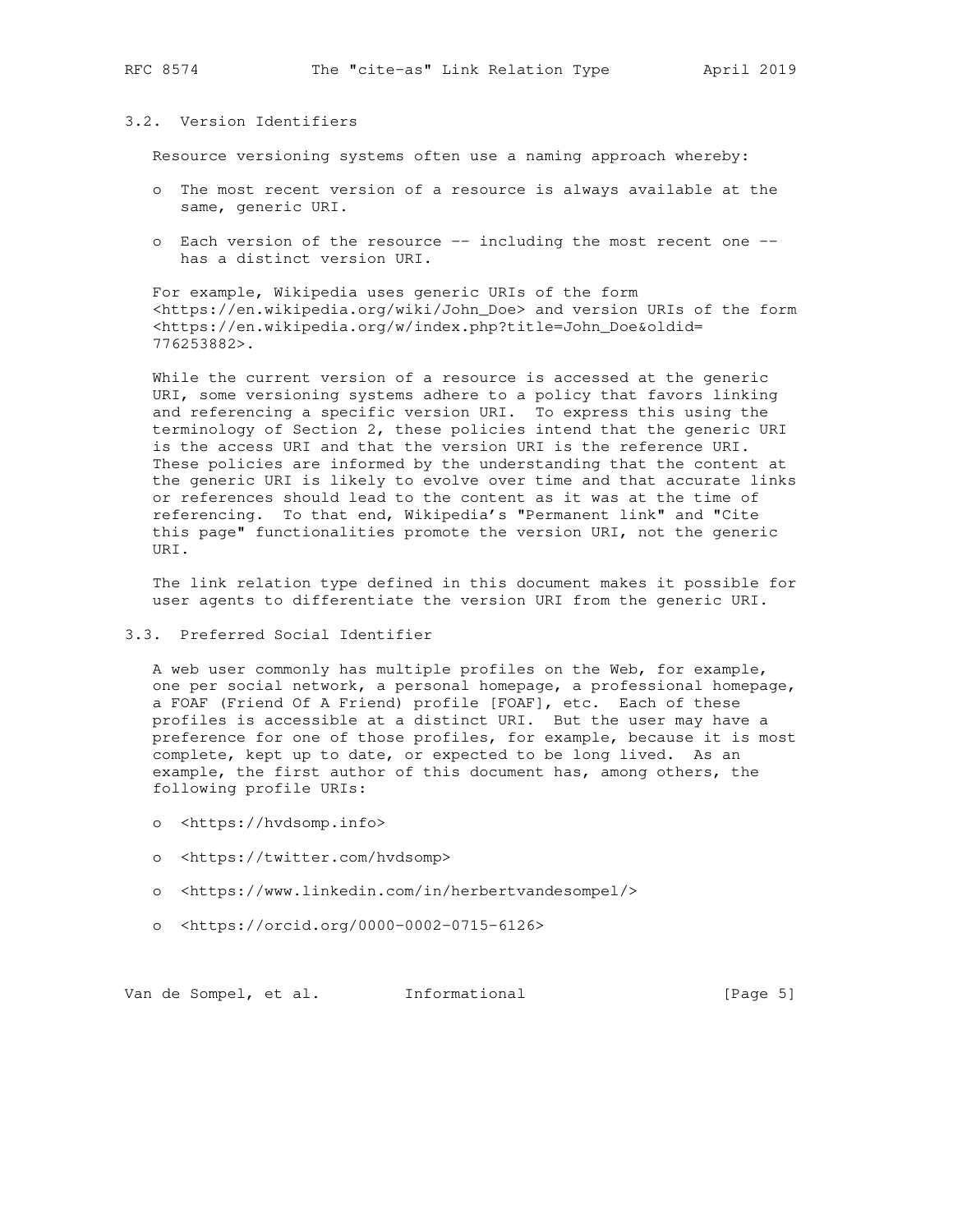### 3.2. Version Identifiers

Resource versioning systems often use a naming approach whereby:

- The most recent version of a resource is always available at the same, generic URI.
- Each version of the resource -- including the most recent one -- has a distinct version URI.

For example, Wikipedia uses generic URIs of the form <https://en.wikipedia.org/wiki/John_Doe> and version URIs of the form <https://en.wikipedia.org/w/index.php?title=John_Doe&oldid=776253882>.

While the current version of a resource is accessed at the generic URI, some versioning systems adhere to a policy that favors linking and referencing a specific version URI. To express this using the terminology of Section 2, these policies intend that the generic URI is the access URI and that the version URI is the reference URI. These policies are informed by the understanding that the content at the generic URI is likely to evolve over time and that accurate links or references should lead to the content as it was at the time of referencing. To that end, Wikipedia's "Permanent link" and "Cite this page" functionalities promote the version URI, not the generic URI.

The link relation type defined in this document makes it possible for user agents to differentiate the version URI from the generic URI.

### 3.3. Preferred Social Identifier

A web user commonly has multiple profiles on the Web, for example, one per social network, a personal homepage, a professional homepage, a FOAF (Friend Of A Friend) profile [FOAF], etc. Each of these profiles is accessible at a distinct URI. But the user may have a preference for one of those profiles, for example, because it is most complete, kept up to date, or expected to be long lived. As an example, the first author of this document has, among others, the following profile URIs:

- <https://hvdsomp.info>
- <https://twitter.com/hvdsomp>
- <https://www.linkedin.com/in/herbertvandesompel/>
- <https://orcid.org/0000-0002-0715-6126>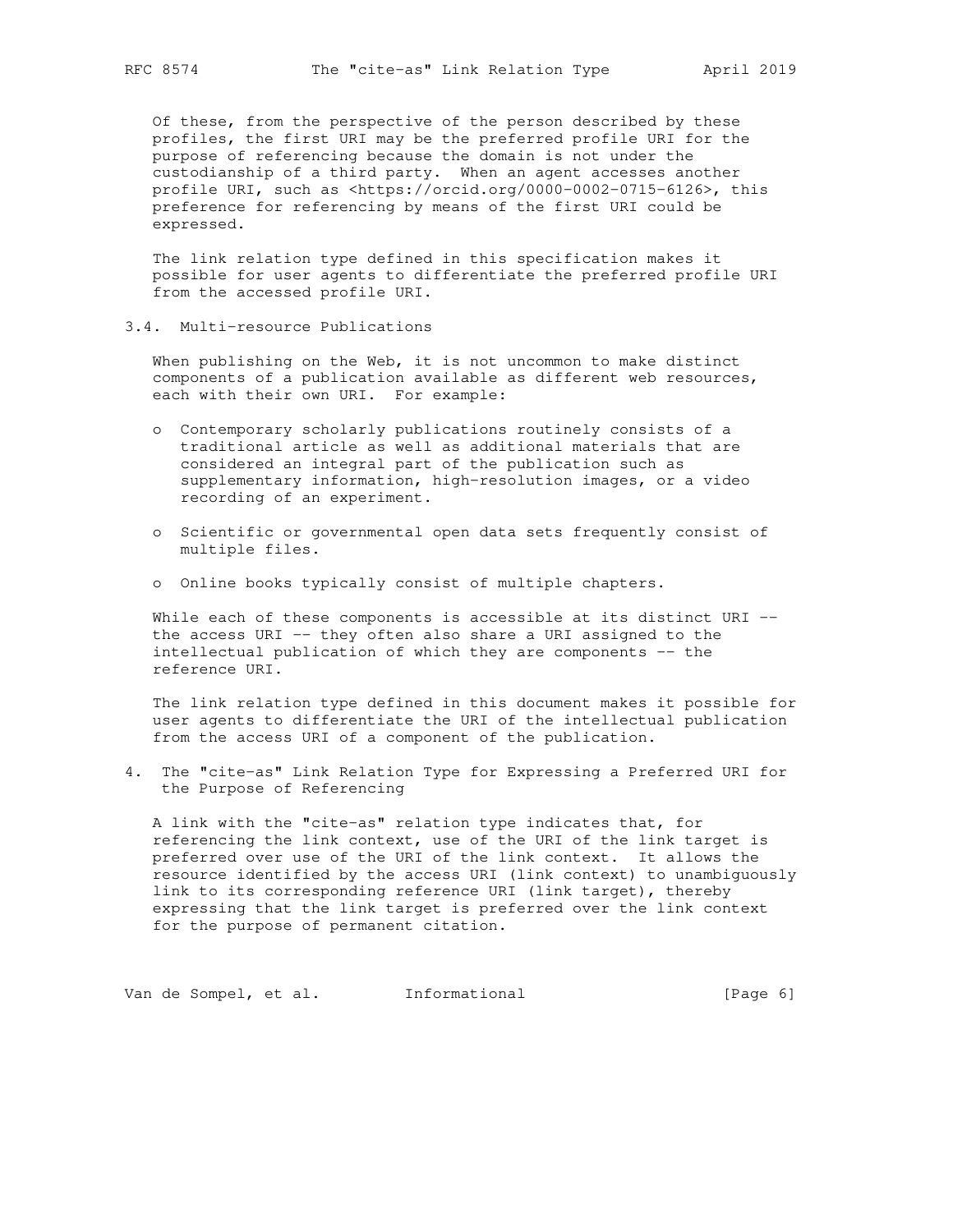Of these, from the perspective of the person described by these profiles, the first URI may be the preferred profile URI for the purpose of referencing because the domain is not under the custodianship of a third party. When an agent accesses another profile URI, such as <https://orcid.org/0000-0002-0715-6126>, this preference for referencing by means of the first URI could be expressed.

The link relation type defined in this specification makes it possible for user agents to differentiate the preferred profile URI from the accessed profile URI.

### 3.4. Multi-resource Publications

When publishing on the Web, it is not uncommon to make distinct components of a publication available as different web resources, each with their own URI. For example:

- Contemporary scholarly publications routinely consists of a traditional article as well as additional materials that are considered an integral part of the publication such as supplementary information, high-resolution images, or a video recording of an experiment.

- Scientific or governmental open data sets frequently consist of multiple files.

- Online books typically consist of multiple chapters.

While each of these components is accessible at its distinct URI -- the access URI -- they often also share a URI assigned to the intellectual publication of which they are components -- the reference URI.

The link relation type defined in this document makes it possible for user agents to differentiate the URI of the intellectual publication from the access URI of a component of the publication.

## 4. The "cite-as" Link Relation Type for Expressing a Preferred URI for the Purpose of Referencing

A link with the "cite-as" relation type indicates that, for referencing the link context, use of the URI of the link target is preferred over use of the URI of the link context. It allows the resource identified by the access URI (link context) to unambiguously link to its corresponding reference URI (link target), thereby expressing that the link target is preferred over the link context for the purpose of permanent citation.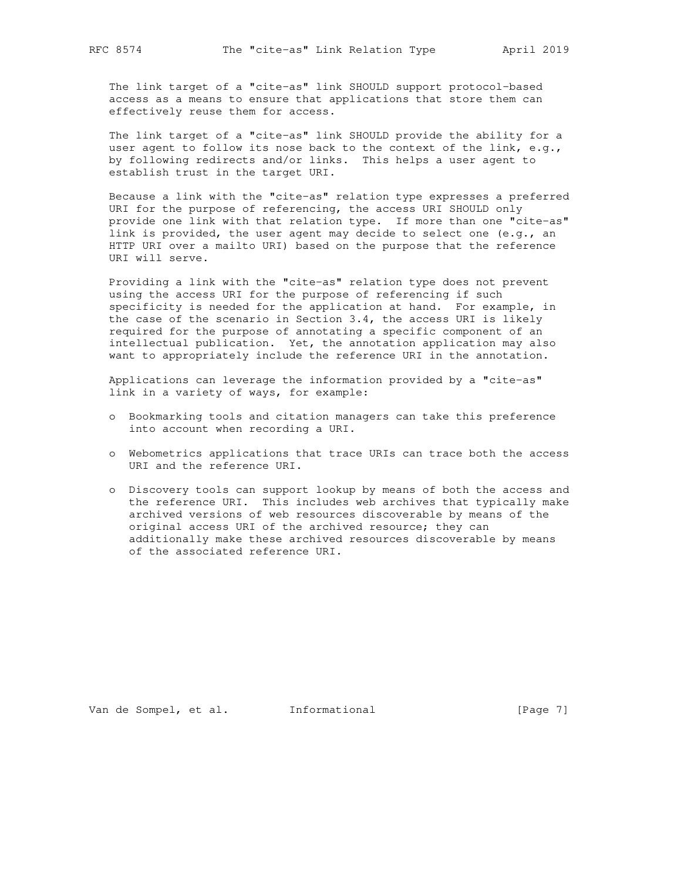The link target of a "cite-as" link SHOULD support protocol-based access as a means to ensure that applications that store them can effectively reuse them for access.

The link target of a "cite-as" link SHOULD provide the ability for a user agent to follow its nose back to the context of the link, e.g., by following redirects and/or links. This helps a user agent to establish trust in the target URI.

Because a link with the "cite-as" relation type expresses a preferred URI for the purpose of referencing, the access URI SHOULD only provide one link with that relation type. If more than one "cite-as" link is provided, the user agent may decide to select one (e.g., an HTTP URI over a mailto URI) based on the purpose that the reference URI will serve.

Providing a link with the "cite-as" relation type does not prevent using the access URI for the purpose of referencing if such specificity is needed for the application at hand. For example, in the case of the scenario in Section 3.4, the access URI is likely required for the purpose of annotating a specific component of an intellectual publication. Yet, the annotation application may also want to appropriately include the reference URI in the annotation.

Applications can leverage the information provided by a "cite-as" link in a variety of ways, for example:

- Bookmarking tools and citation managers can take this preference into account when recording a URI.
- Webometrics applications that trace URIs can trace both the access URI and the reference URI.
- Discovery tools can support lookup by means of both the access and the reference URI. This includes web archives that typically make archived versions of web resources discoverable by means of the original access URI of the archived resource; they can additionally make these archived resources discoverable by means of the associated reference URI.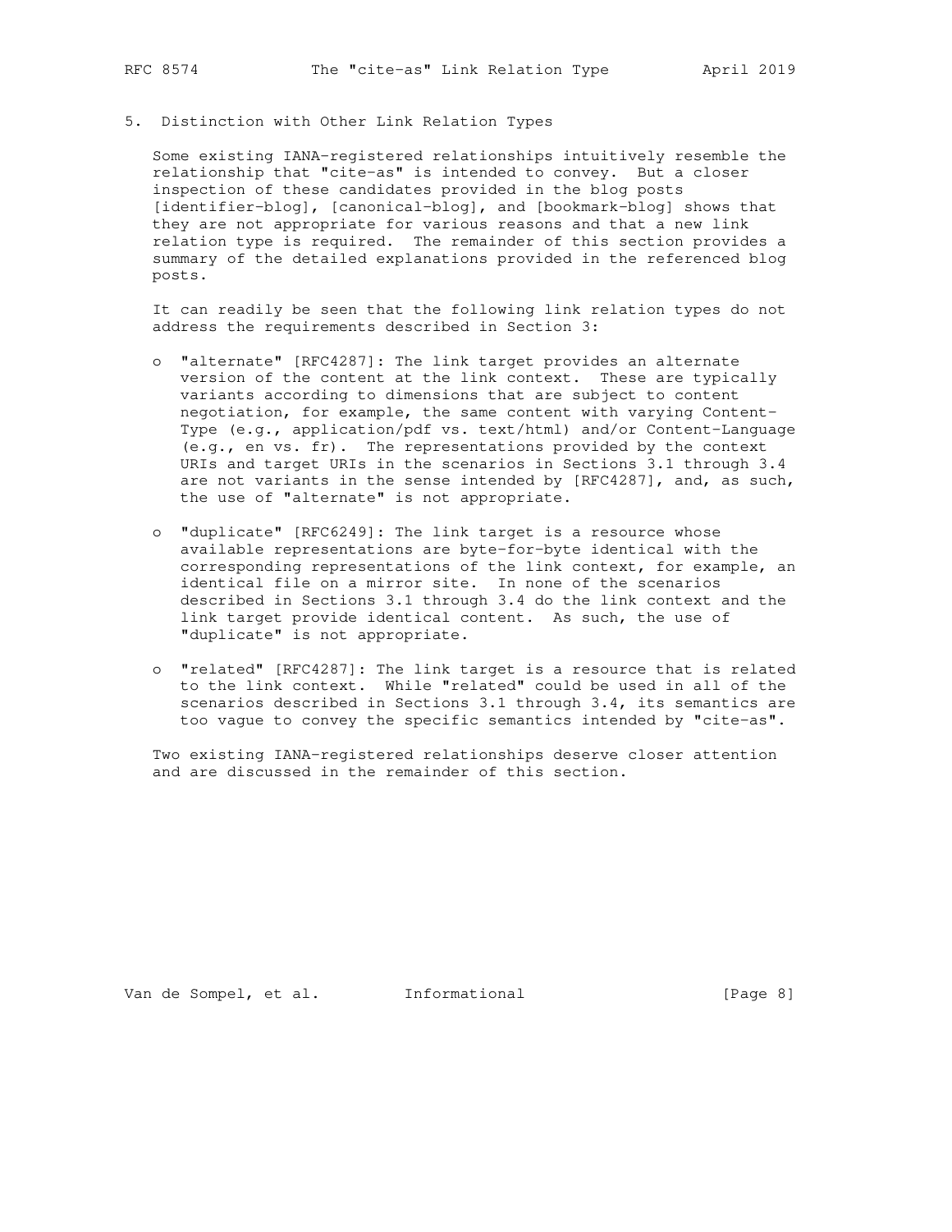## 5. Distinction with Other Link Relation Types

Some existing IANA-registered relationships intuitively resemble the relationship that "cite-as" is intended to convey. But a closer inspection of these candidates provided in the blog posts [identifier-blog], [canonical-blog], and [bookmark-blog] shows that they are not appropriate for various reasons and that a new link relation type is required. The remainder of this section provides a summary of the detailed explanations provided in the referenced blog posts.

It can readily be seen that the following link relation types do not address the requirements described in Section 3:

- "alternate" [RFC4287]: The link target provides an alternate version of the content at the link context. These are typically variants according to dimensions that are subject to content negotiation, for example, the same content with varying Content-Type (e.g., application/pdf vs. text/html) and/or Content-Language (e.g., en vs. fr). The representations provided by the context URIs and target URIs in the scenarios in Sections 3.1 through 3.4 are not variants in the sense intended by [RFC4287], and, as such, the use of "alternate" is not appropriate.

- "duplicate" [RFC6249]: The link target is a resource whose available representations are byte-for-byte identical with the corresponding representations of the link context, for example, an identical file on a mirror site. In none of the scenarios described in Sections 3.1 through 3.4 do the link context and the link target provide identical content. As such, the use of "duplicate" is not appropriate.

- "related" [RFC4287]: The link target is a resource that is related to the link context. While "related" could be used in all of the scenarios described in Sections 3.1 through 3.4, its semantics are too vague to convey the specific semantics intended by "cite-as".

Two existing IANA-registered relationships deserve closer attention and are discussed in the remainder of this section.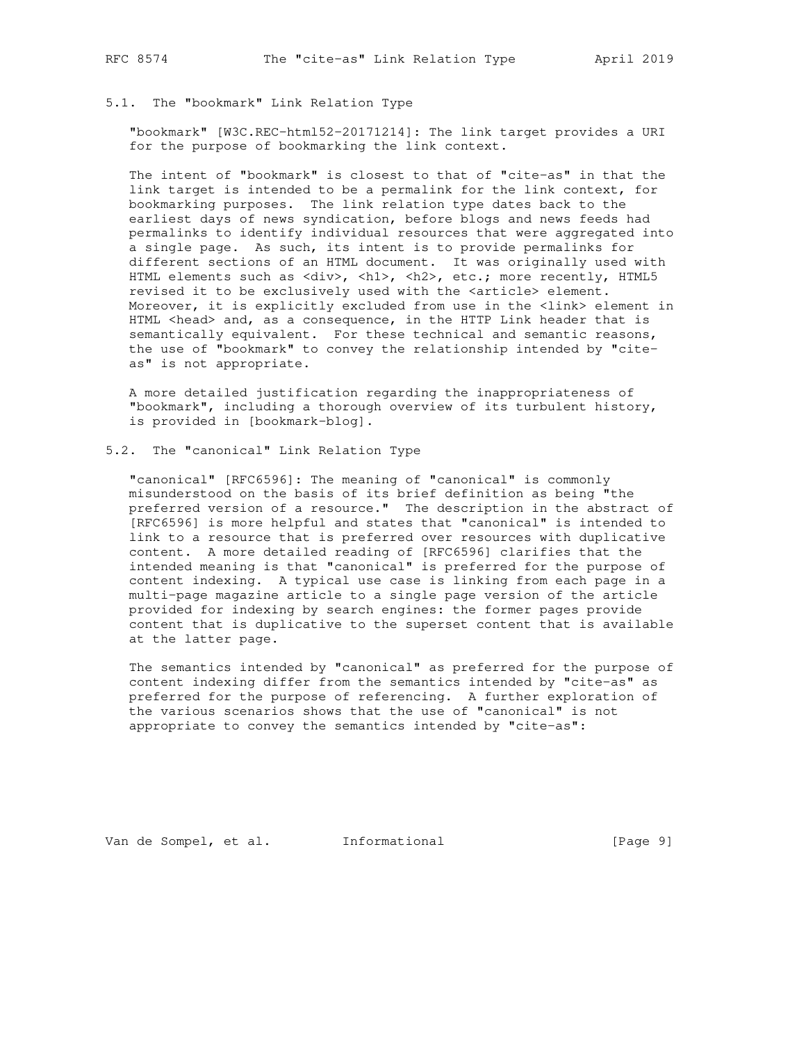### 5.1. The "bookmark" Link Relation Type

"bookmark" [W3C.REC-html52-20171214]: The link target provides a URI for the purpose of bookmarking the link context.

The intent of "bookmark" is closest to that of "cite-as" in that the link target is intended to be a permalink for the link context, for bookmarking purposes. The link relation type dates back to the earliest days of news syndication, before blogs and news feeds had permalinks to identify individual resources that were aggregated into a single page. As such, its intent is to provide permalinks for different sections of an HTML document. It was originally used with HTML elements such as <div>, <h1>, <h2>, etc.; more recently, HTML5 revised it to be exclusively used with the <article> element. Moreover, it is explicitly excluded from use in the <link> element in HTML <head> and, as a consequence, in the HTTP Link header that is semantically equivalent. For these technical and semantic reasons, the use of "bookmark" to convey the relationship intended by "cite-as" is not appropriate.

A more detailed justification regarding the inappropriateness of "bookmark", including a thorough overview of its turbulent history, is provided in [bookmark-blog].

### 5.2. The "canonical" Link Relation Type

"canonical" [RFC6596]: The meaning of "canonical" is commonly misunderstood on the basis of its brief definition as being "the preferred version of a resource." The description in the abstract of [RFC6596] is more helpful and states that "canonical" is intended to link to a resource that is preferred over resources with duplicative content. A more detailed reading of [RFC6596] clarifies that the intended meaning is that "canonical" is preferred for the purpose of content indexing. A typical use case is linking from each page in a multi-page magazine article to a single page version of the article provided for indexing by search engines: the former pages provide content that is duplicative to the superset content that is available at the latter page.

The semantics intended by "canonical" as preferred for the purpose of content indexing differ from the semantics intended by "cite-as" as preferred for the purpose of referencing. A further exploration of the various scenarios shows that the use of "canonical" is not appropriate to convey the semantics intended by "cite-as":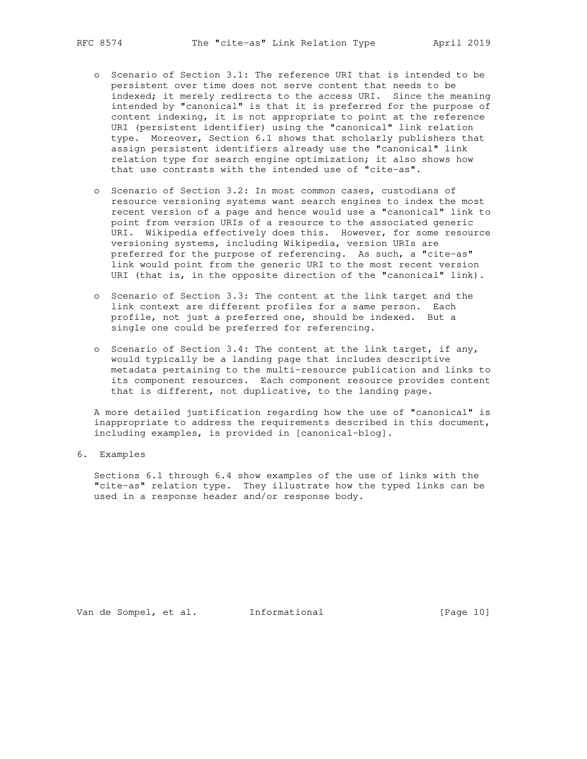- Scenario of Section 3.1: The reference URI that is intended to be persistent over time does not serve content that needs to be indexed; it merely redirects to the access URI. Since the meaning intended by "canonical" is that it is preferred for the purpose of content indexing, it is not appropriate to point at the reference URI (persistent identifier) using the "canonical" link relation type. Moreover, Section 6.1 shows that scholarly publishers that assign persistent identifiers already use the "canonical" link relation type for search engine optimization; it also shows how that use contrasts with the intended use of "cite-as".

- Scenario of Section 3.2: In most common cases, custodians of resource versioning systems want search engines to index the most recent version of a page and hence would use a "canonical" link to point from version URIs of a resource to the associated generic URI. Wikipedia effectively does this. However, for some resource versioning systems, including Wikipedia, version URIs are preferred for the purpose of referencing. As such, a "cite-as" link would point from the generic URI to the most recent version URI (that is, in the opposite direction of the "canonical" link).

- Scenario of Section 3.3: The content at the link target and the link context are different profiles for a same person. Each profile, not just a preferred one, should be indexed. But a single one could be preferred for referencing.

- Scenario of Section 3.4: The content at the link target, if any, would typically be a landing page that includes descriptive metadata pertaining to the multi-resource publication and links to its component resources. Each component resource provides content that is different, not duplicative, to the landing page.

A more detailed justification regarding how the use of "canonical" is inappropriate to address the requirements described in this document, including examples, is provided in [canonical-blog].

## 6. Examples

Sections 6.1 through 6.4 show examples of the use of links with the "cite-as" relation type. They illustrate how the typed links can be used in a response header and/or response body.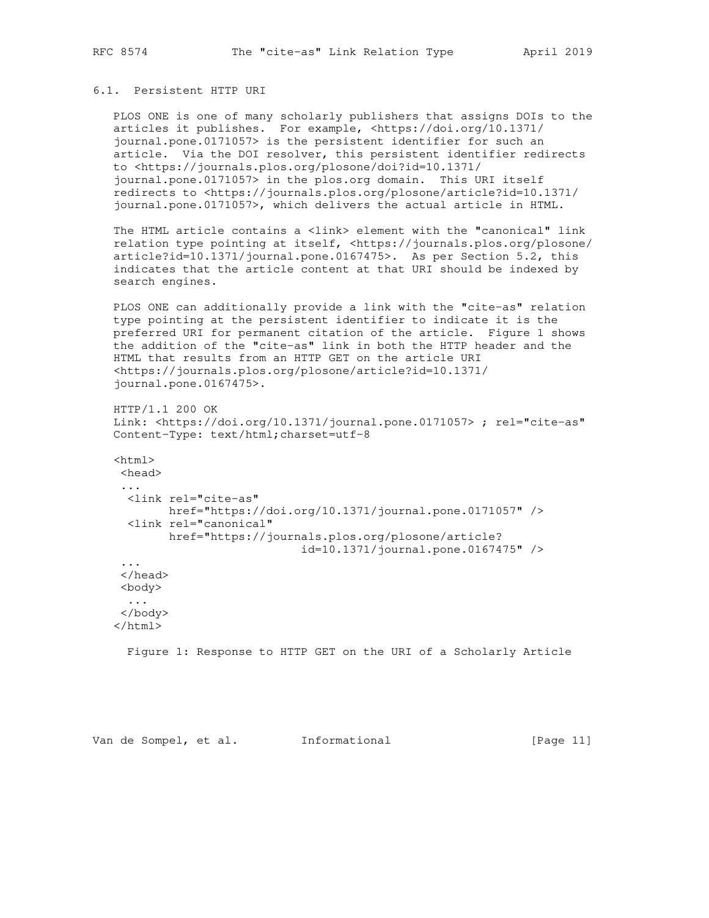### 6.1. Persistent HTTP URI

PLOS ONE is one of many scholarly publishers that assigns DOIs to the articles it publishes. For example, <https://doi.org/10.1371/journal.pone.0171057> is the persistent identifier for such an article. Via the DOI resolver, this persistent identifier redirects to <https://journals.plos.org/plosone/doi?id=10.1371/journal.pone.0171057> in the plos.org domain. This URI itself redirects to <https://journals.plos.org/plosone/article?id=10.1371/journal.pone.0171057>, which delivers the actual article in HTML.

The HTML article contains a <link> element with the "canonical" link relation type pointing at itself, <https://journals.plos.org/plosone/article?id=10.1371/journal.pone.0167475>. As per Section 5.2, this indicates that the article content at that URI should be indexed by search engines.

PLOS ONE can additionally provide a link with the "cite-as" relation type pointing at the persistent identifier to indicate it is the preferred URI for permanent citation of the article. Figure 1 shows the addition of the "cite-as" link in both the HTTP header and the HTML that results from an HTTP GET on the article URI <https://journals.plos.org/plosone/article?id=10.1371/journal.pone.0167475>.

```
HTTP/1.1 200 OK
Link: <https://doi.org/10.1371/journal.pone.0171057> ; rel="cite-as"
Content-Type: text/html;charset=utf-8

<html>
 <head>
 ...
  <link rel="cite-as"
        href="https://doi.org/10.1371/journal.pone.0171057" />
  <link rel="canonical"
        href="https://journals.plos.org/plosone/article?
                             id=10.1371/journal.pone.0167475" />
 ...
 </head>
 <body>
  ...
 </body>
</html>
```

Figure 1: Response to HTTP GET on the URI of a Scholarly Article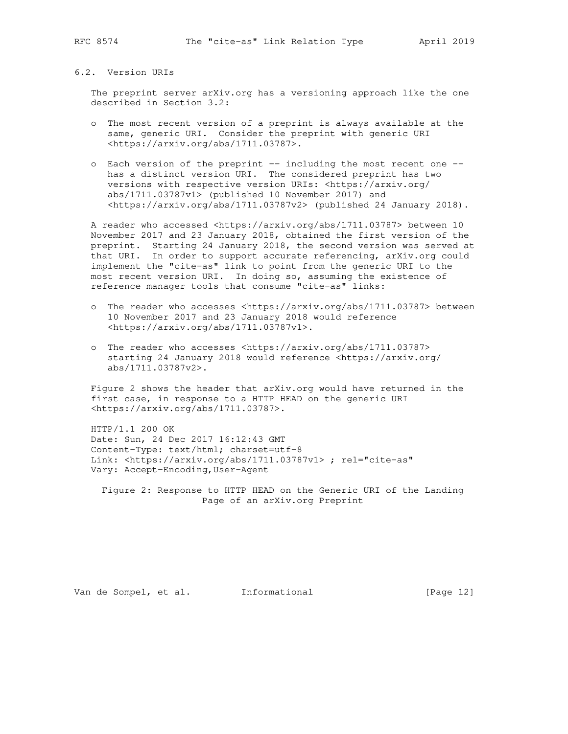### 6.2. Version URIs

The preprint server arXiv.org has a versioning approach like the one described in Section 3.2:

- The most recent version of a preprint is always available at the same, generic URI. Consider the preprint with generic URI <https://arxiv.org/abs/1711.03787>.

- Each version of the preprint -- including the most recent one -- has a distinct version URI. The considered preprint has two versions with respective version URIs: <https://arxiv.org/abs/1711.03787v1> (published 10 November 2017) and <https://arxiv.org/abs/1711.03787v2> (published 24 January 2018).

A reader who accessed <https://arxiv.org/abs/1711.03787> between 10 November 2017 and 23 January 2018, obtained the first version of the preprint. Starting 24 January 2018, the second version was served at that URI. In order to support accurate referencing, arXiv.org could implement the "cite-as" link to point from the generic URI to the most recent version URI. In doing so, assuming the existence of reference manager tools that consume "cite-as" links:

- The reader who accesses <https://arxiv.org/abs/1711.03787> between 10 November 2017 and 23 January 2018 would reference <https://arxiv.org/abs/1711.03787v1>.

- The reader who accesses <https://arxiv.org/abs/1711.03787> starting 24 January 2018 would reference <https://arxiv.org/abs/1711.03787v2>.

Figure 2 shows the header that arXiv.org would have returned in the first case, in response to a HTTP HEAD on the generic URI <https://arxiv.org/abs/1711.03787>.

```
HTTP/1.1 200 OK
Date: Sun, 24 Dec 2017 16:12:43 GMT
Content-Type: text/html; charset=utf-8
Link: <https://arxiv.org/abs/1711.03787v1> ; rel="cite-as"
Vary: Accept-Encoding,User-Agent
```

Figure 2: Response to HTTP HEAD on the Generic URI of the Landing Page of an arXiv.org Preprint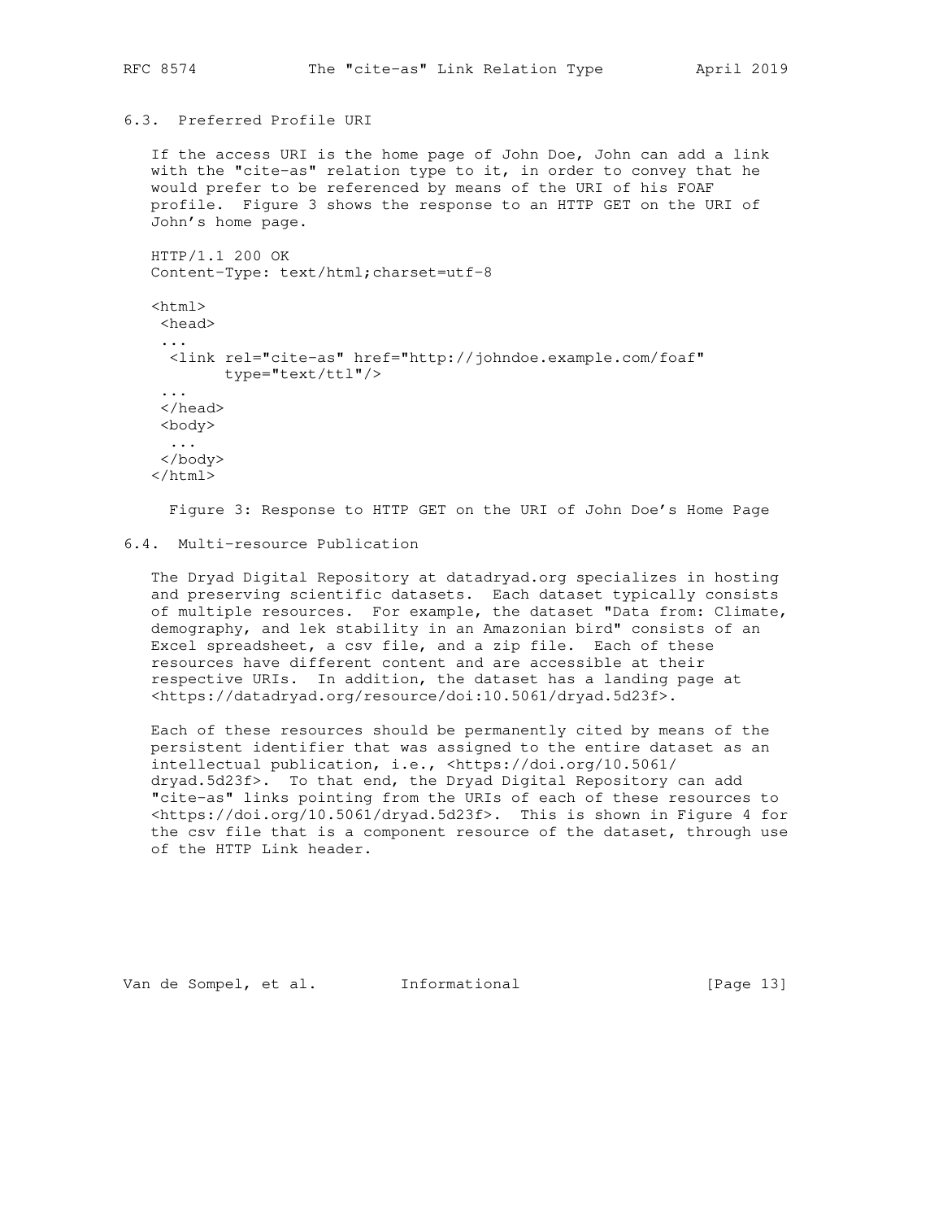### 6.3. Preferred Profile URI

If the access URI is the home page of John Doe, John can add a link with the "cite-as" relation type to it, in order to convey that he would prefer to be referenced by means of the URI of his FOAF profile. Figure 3 shows the response to an HTTP GET on the URI of John's home page.

```
HTTP/1.1 200 OK
Content-Type: text/html;charset=utf-8

<html>
 <head>
 ...
  <link rel="cite-as" href="http://johndoe.example.com/foaf"
        type="text/ttl"/>
 ...
 </head>
 <body>
  ...
 </body>
</html>
```

Figure 3: Response to HTTP GET on the URI of John Doe's Home Page

### 6.4. Multi-resource Publication

The Dryad Digital Repository at datadryad.org specializes in hosting and preserving scientific datasets. Each dataset typically consists of multiple resources. For example, the dataset "Data from: Climate, demography, and lek stability in an Amazonian bird" consists of an Excel spreadsheet, a csv file, and a zip file. Each of these resources have different content and are accessible at their respective URIs. In addition, the dataset has a landing page at <https://datadryad.org/resource/doi:10.5061/dryad.5d23f>.

Each of these resources should be permanently cited by means of the persistent identifier that was assigned to the entire dataset as an intellectual publication, i.e., <https://doi.org/10.5061/dryad.5d23f>. To that end, the Dryad Digital Repository can add "cite-as" links pointing from the URIs of each of these resources to <https://doi.org/10.5061/dryad.5d23f>. This is shown in Figure 4 for the csv file that is a component resource of the dataset, through use of the HTTP Link header.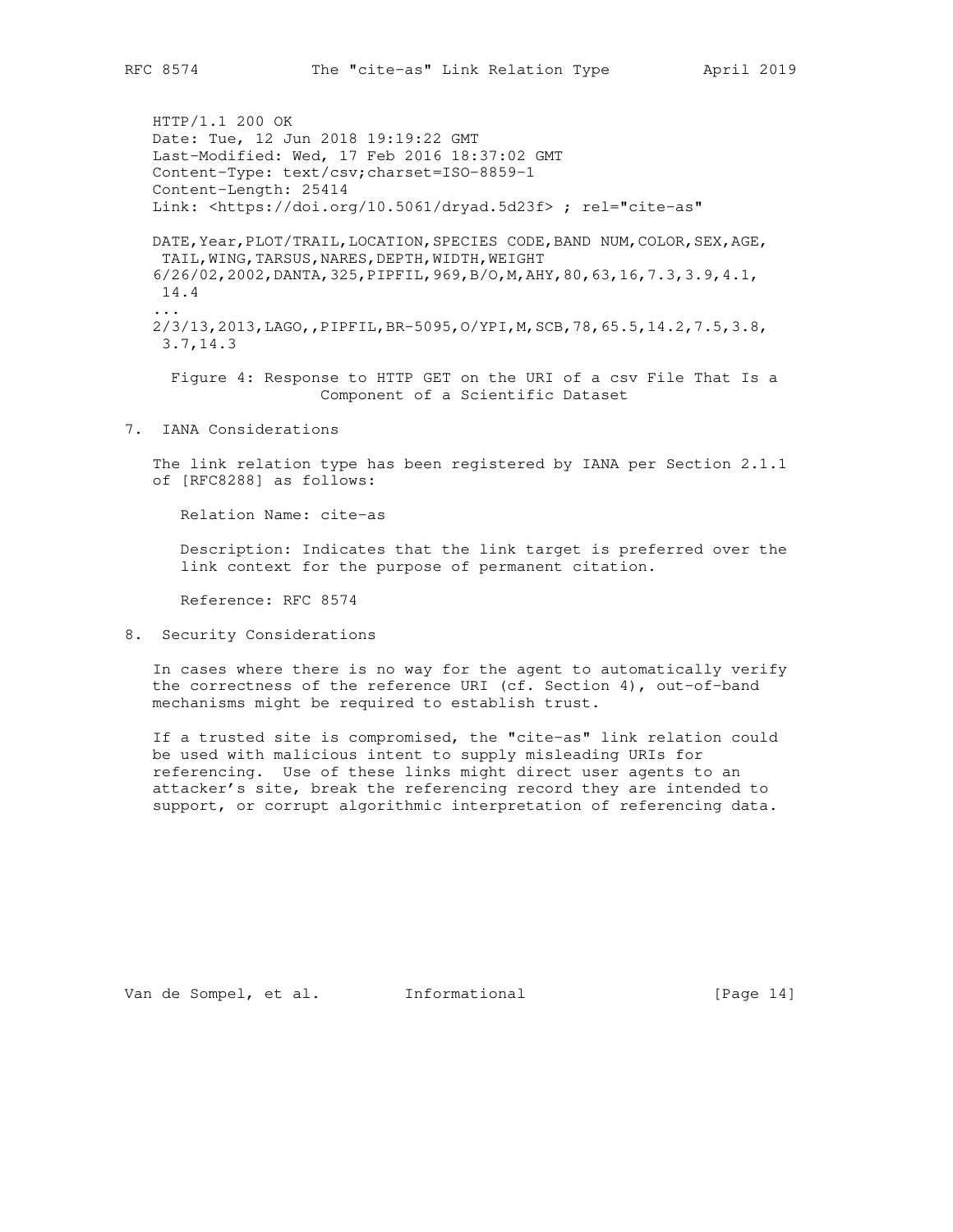```
HTTP/1.1 200 OK
Date: Tue, 12 Jun 2018 19:19:22 GMT
Last-Modified: Wed, 17 Feb 2016 18:37:02 GMT
Content-Type: text/csv;charset=ISO-8859-1
Content-Length: 25414
Link: <https://doi.org/10.5061/dryad.5d23f> ; rel="cite-as"

DATE,Year,PLOT/TRAIL,LOCATION,SPECIES CODE,BAND NUM,COLOR,SEX,AGE,
 TAIL,WING,TARSUS,NARES,DEPTH,WIDTH,WEIGHT
6/26/02,2002,DANTA,325,PIPFIL,969,B/O,M,AHY,80,63,16,7.3,3.9,4.1,
 14.4
...
2/3/13,2013,LAGO,,PIPFIL,BR-5095,O/YPI,M,SCB,78,65.5,14.2,7.5,3.8,
 3.7,14.3
```

Figure 4: Response to HTTP GET on the URI of a csv File That Is a Component of a Scientific Dataset

## 7. IANA Considerations

The link relation type has been registered by IANA per Section 2.1.1 of [RFC8288] as follows:

Relation Name: cite-as

Description: Indicates that the link target is preferred over the link context for the purpose of permanent citation.

Reference: RFC 8574

## 8. Security Considerations

In cases where there is no way for the agent to automatically verify the correctness of the reference URI (cf. Section 4), out-of-band mechanisms might be required to establish trust.

If a trusted site is compromised, the "cite-as" link relation could be used with malicious intent to supply misleading URIs for referencing. Use of these links might direct user agents to an attacker's site, break the referencing record they are intended to support, or corrupt algorithmic interpretation of referencing data.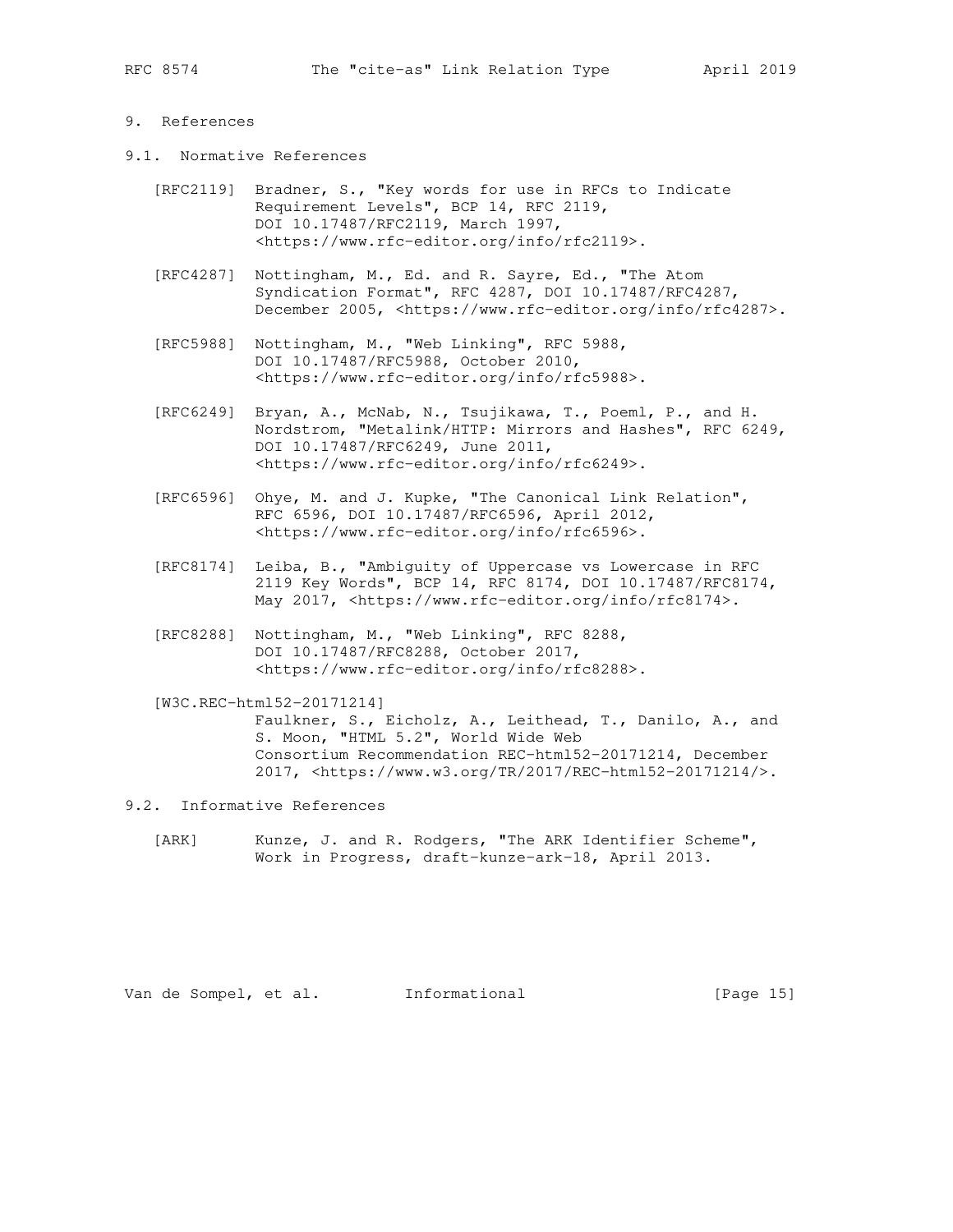## 9. References

### 9.1. Normative References

[RFC2119] Bradner, S., "Key words for use in RFCs to Indicate Requirement Levels", BCP 14, RFC 2119, DOI 10.17487/RFC2119, March 1997, <https://www.rfc-editor.org/info/rfc2119>.

[RFC4287] Nottingham, M., Ed. and R. Sayre, Ed., "The Atom Syndication Format", RFC 4287, DOI 10.17487/RFC4287, December 2005, <https://www.rfc-editor.org/info/rfc4287>.

[RFC5988] Nottingham, M., "Web Linking", RFC 5988, DOI 10.17487/RFC5988, October 2010, <https://www.rfc-editor.org/info/rfc5988>.

[RFC6249] Bryan, A., McNab, N., Tsujikawa, T., Poeml, P., and H. Nordstrom, "Metalink/HTTP: Mirrors and Hashes", RFC 6249, DOI 10.17487/RFC6249, June 2011, <https://www.rfc-editor.org/info/rfc6249>.

[RFC6596] Ohye, M. and J. Kupke, "The Canonical Link Relation", RFC 6596, DOI 10.17487/RFC6596, April 2012, <https://www.rfc-editor.org/info/rfc6596>.

[RFC8174] Leiba, B., "Ambiguity of Uppercase vs Lowercase in RFC 2119 Key Words", BCP 14, RFC 8174, DOI 10.17487/RFC8174, May 2017, <https://www.rfc-editor.org/info/rfc8174>.

[RFC8288] Nottingham, M., "Web Linking", RFC 8288, DOI 10.17487/RFC8288, October 2017, <https://www.rfc-editor.org/info/rfc8288>.

[W3C.REC-html52-20171214] Faulkner, S., Eicholz, A., Leithead, T., Danilo, A., and S. Moon, "HTML 5.2", World Wide Web Consortium Recommendation REC-html52-20171214, December 2017, <https://www.w3.org/TR/2017/REC-html52-20171214/>.

### 9.2. Informative References

[ARK] Kunze, J. and R. Rodgers, "The ARK Identifier Scheme", Work in Progress, draft-kunze-ark-18, April 2013.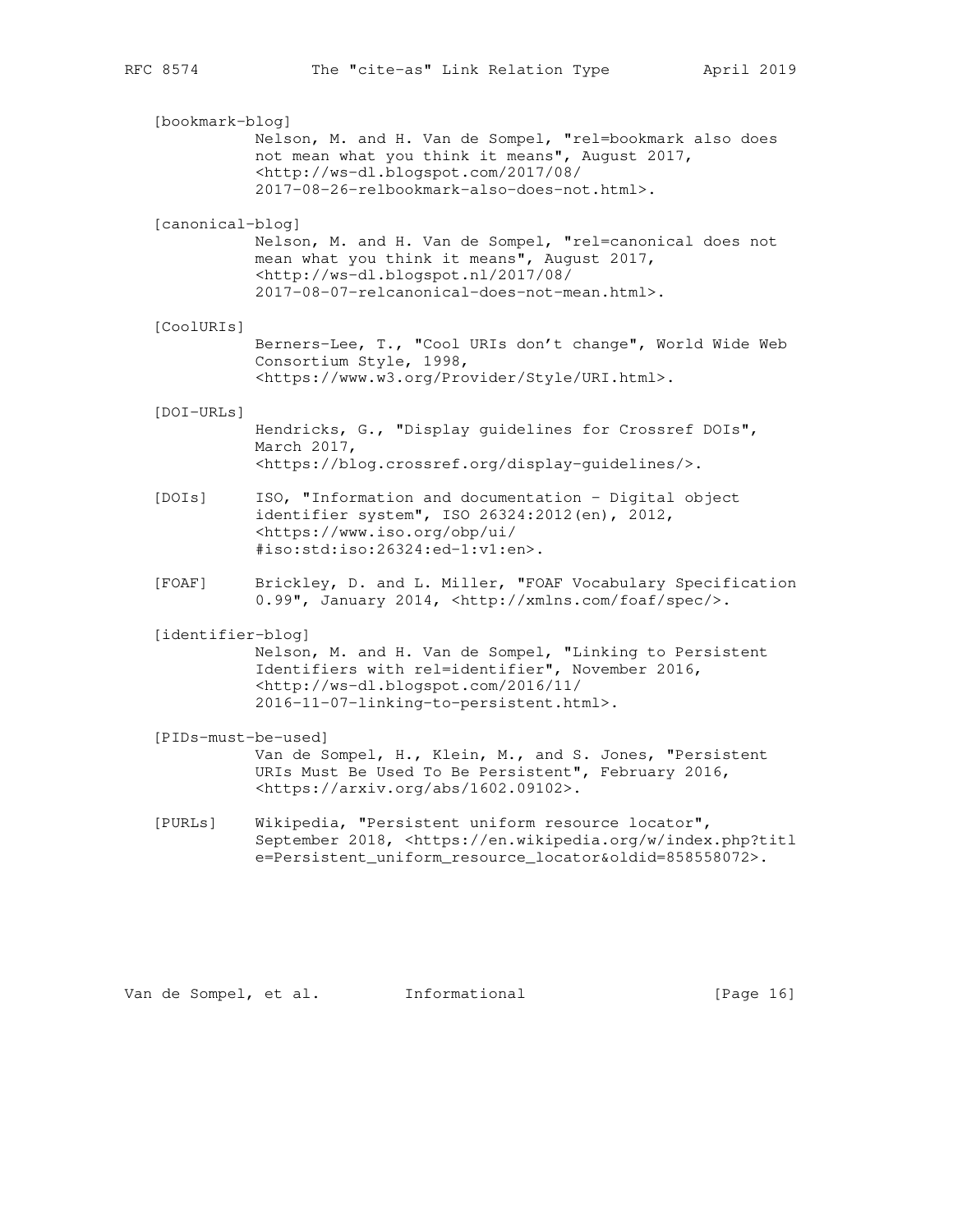[bookmark-blog]
Nelson, M. and H. Van de Sompel, "rel=bookmark also does not mean what you think it means", August 2017, <http://ws-dl.blogspot.com/2017/08/2017-08-26-relbookmark-also-does-not.html>.

[canonical-blog]
Nelson, M. and H. Van de Sompel, "rel=canonical does not mean what you think it means", August 2017, <http://ws-dl.blogspot.nl/2017/08/2017-08-07-relcanonical-does-not-mean.html>.

[CoolURIs]
Berners-Lee, T., "Cool URIs don't change", World Wide Web Consortium Style, 1998, <https://www.w3.org/Provider/Style/URI.html>.

[DOI-URLs]
Hendricks, G., "Display guidelines for Crossref DOIs", March 2017, <https://blog.crossref.org/display-guidelines/>.

[DOIs]
ISO, "Information and documentation - Digital object identifier system", ISO 26324:2012(en), 2012, <https://www.iso.org/obp/ui/#iso:std:iso:26324:ed-1:v1:en>.

[FOAF]
Brickley, D. and L. Miller, "FOAF Vocabulary Specification 0.99", January 2014, <http://xmlns.com/foaf/spec/>.

[identifier-blog]
Nelson, M. and H. Van de Sompel, "Linking to Persistent Identifiers with rel=identifier", November 2016, <http://ws-dl.blogspot.com/2016/11/2016-11-07-linking-to-persistent.html>.

[PIDs-must-be-used]
Van de Sompel, H., Klein, M., and S. Jones, "Persistent URIs Must Be Used To Be Persistent", February 2016, <https://arxiv.org/abs/1602.09102>.

[PURLs]
Wikipedia, "Persistent uniform resource locator", September 2018, <https://en.wikipedia.org/w/index.php?title=Persistent_uniform_resource_locator&oldid=858558072>.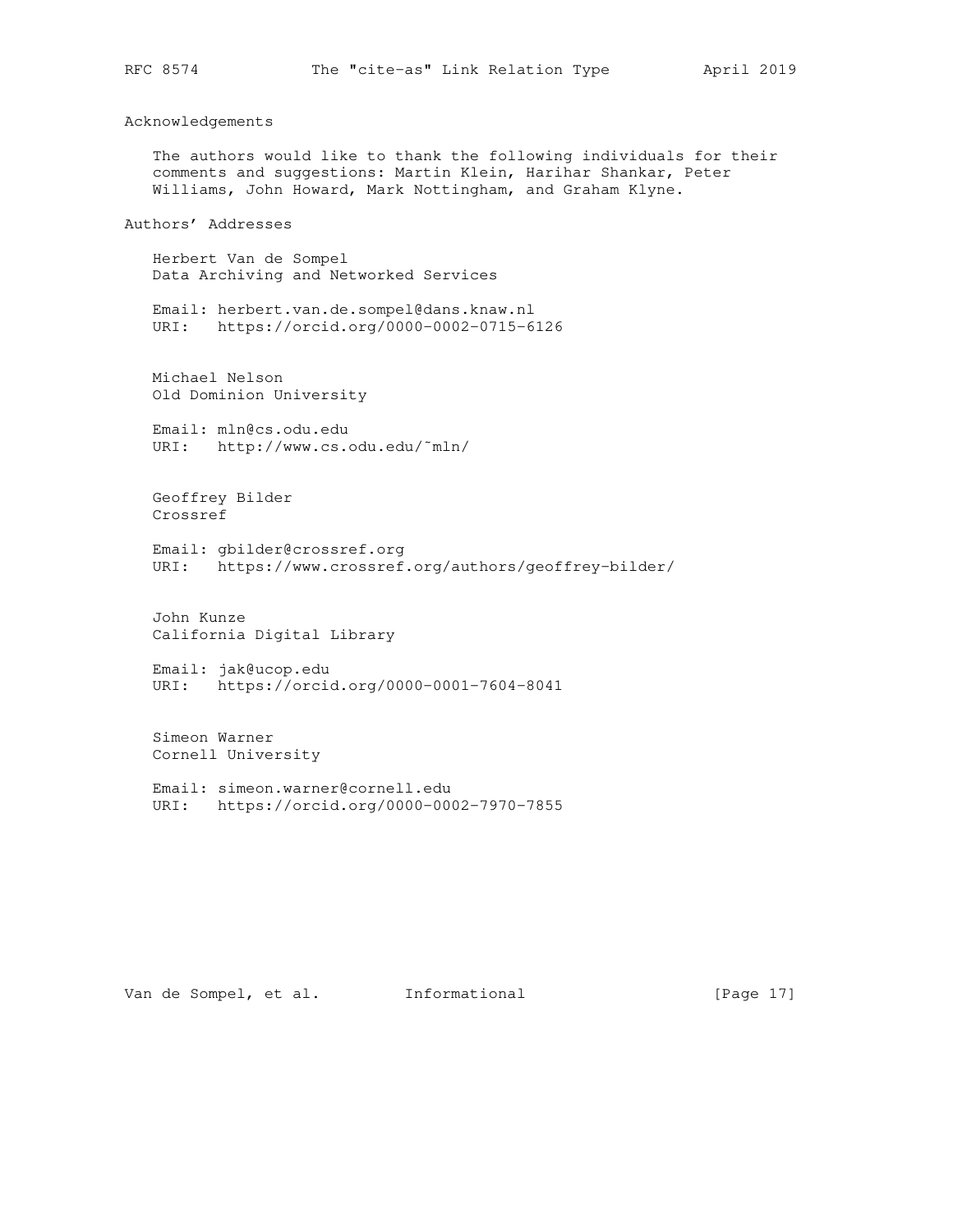## Acknowledgements

The authors would like to thank the following individuals for their comments and suggestions: Martin Klein, Harihar Shankar, Peter Williams, John Howard, Mark Nottingham, and Graham Klyne.

## Authors' Addresses

Herbert Van de Sompel
Data Archiving and Networked Services

Email: herbert.van.de.sompel@dans.knaw.nl
URI: https://orcid.org/0000-0002-0715-6126

Michael Nelson
Old Dominion University

Email: mln@cs.odu.edu
URI: http://www.cs.odu.edu/~mln/

Geoffrey Bilder
Crossref

Email: gbilder@crossref.org
URI: https://www.crossref.org/authors/geoffrey-bilder/

John Kunze
California Digital Library

Email: jak@ucop.edu
URI: https://orcid.org/0000-0001-7604-8041

Simeon Warner
Cornell University

Email: simeon.warner@cornell.edu
URI: https://orcid.org/0000-0002-7970-7855